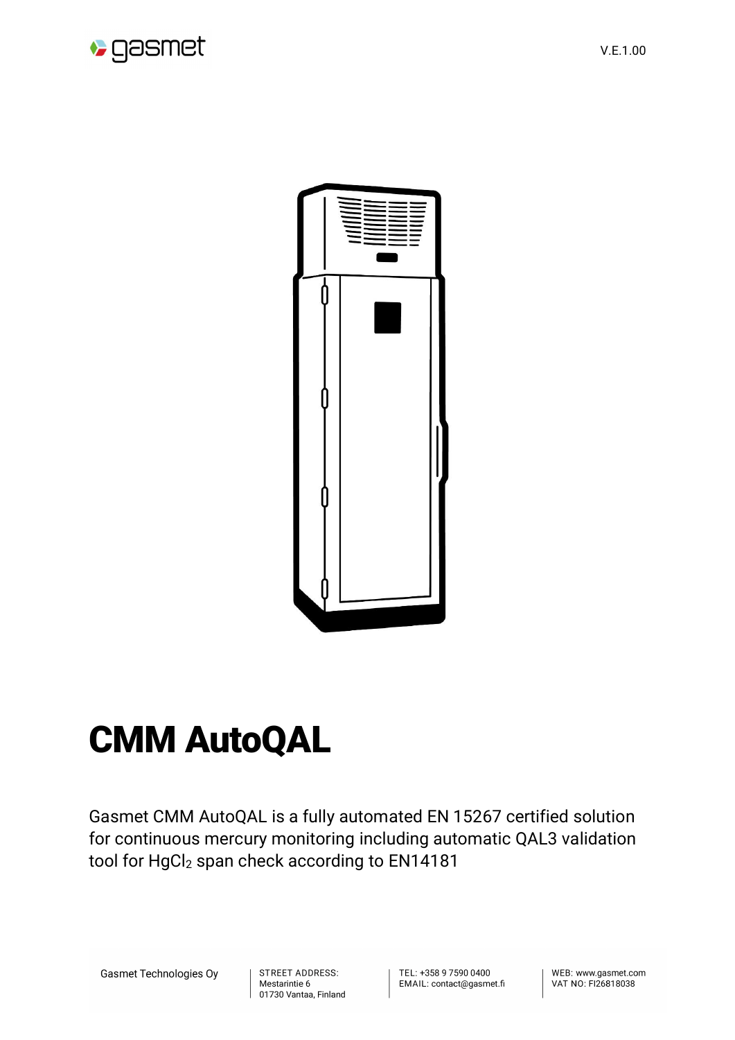# CMM AutoQAL

Gasmet CMM AutoQAL is a fully automated EN 15267 certified solution for continuous mercury monitoring including automatic QAL3 validation tool for $HgCl_2$ span check according to EN14181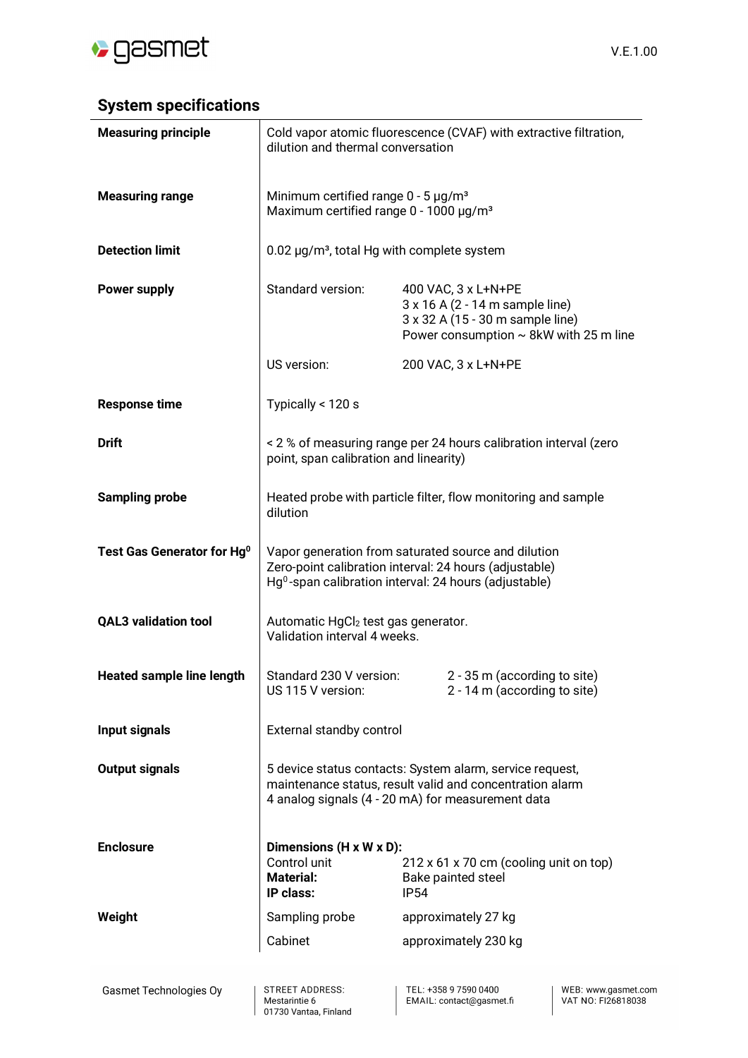## System specifications

| | | |
|---|---|---|
| **Measuring principle** | Cold vapor atomic fluorescence (CVAF) with extractive filtration, dilution and thermal conversation | |
| **Measuring range** | Minimum certified range 0 - 5 µg/m³<br>Maximum certified range 0 - 1000 µg/m³ | |
| **Detection limit** | 0.02 µg/m³, total Hg with complete system | |
| **Power supply** | Standard version: | 400 VAC, 3 x L+N+PE<br>3 x 16 A (2 - 14 m sample line)<br>3 x 32 A (15 - 30 m sample line)<br>Power consumption ~ 8kW with 25 m line |
| | US version: | 200 VAC, 3 x L+N+PE |
| **Response time** | Typically < 120 s | |
| **Drift** | < 2 % of measuring range per 24 hours calibration interval (zero point, span calibration and linearity) | |
| **Sampling probe** | Heated probe with particle filter, flow monitoring and sample dilution | |
| **Test Gas Generator for $Hg^0$** | Vapor generation from saturated source and dilution<br>Zero-point calibration interval: 24 hours (adjustable)<br>$Hg^0$-span calibration interval: 24 hours (adjustable) | |
| **QAL3 validation tool** | Automatic $HgCl_2$ test gas generator.<br>Validation interval 4 weeks. | |
| **Heated sample line length** | Standard 230 V version:<br>US 115 V version: | 2 - 35 m (according to site)<br>2 - 14 m (according to site) |
| **Input signals** | External standby control | |
| **Output signals** | 5 device status contacts: System alarm, service request, maintenance status, result valid and concentration alarm<br>4 analog signals (4 - 20 mA) for measurement data | |
| **Enclosure** | **Dimensions (H x W x D):** | |
| | Control unit | 212 x 61 x 70 cm (cooling unit on top) |
| | **Material:** | Bake painted steel |
| | **IP class:** | IP54 |
| **Weight** | Sampling probe | approximately 27 kg |
| | Cabinet | approximately 230 kg |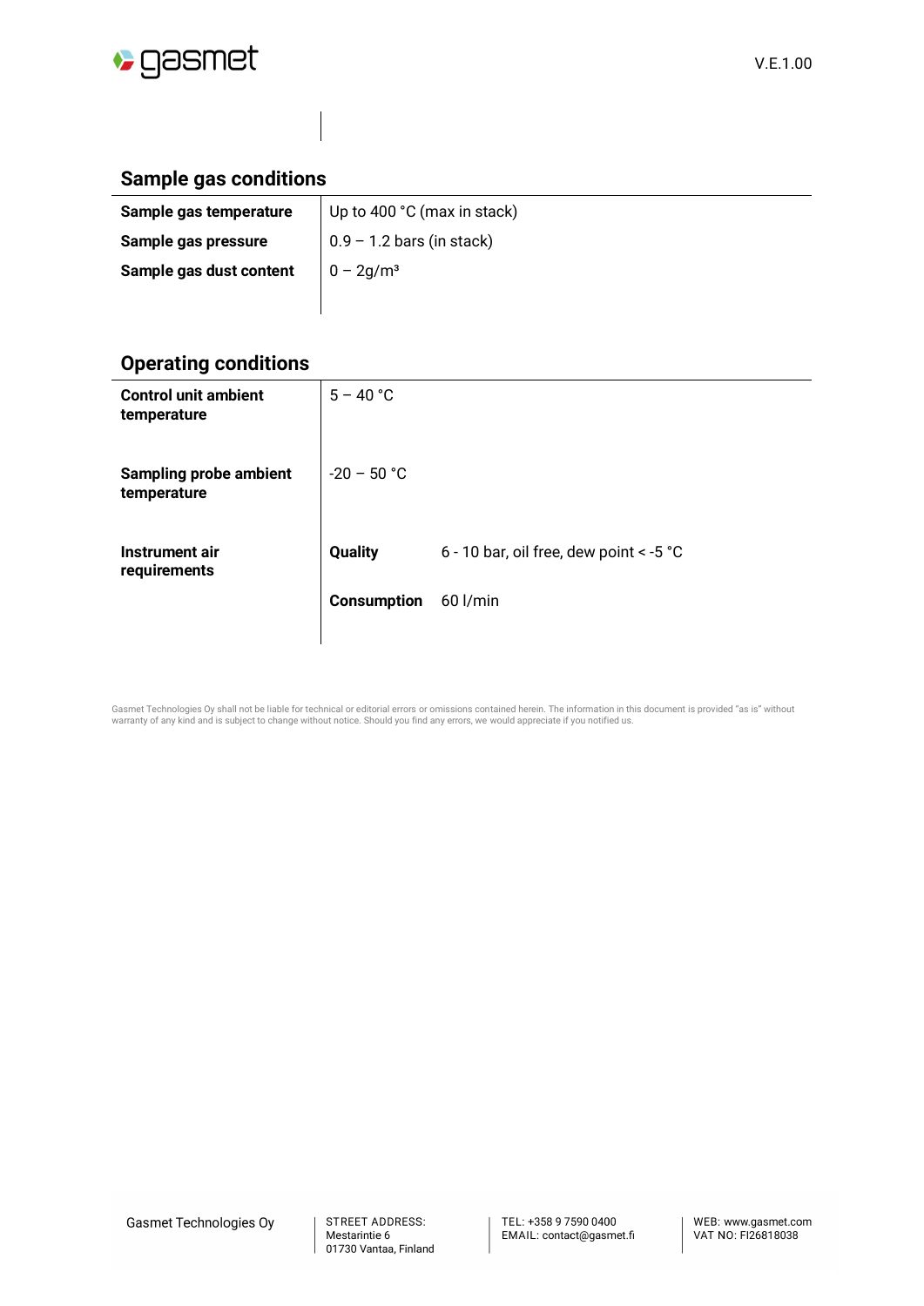## Sample gas conditions

| | |
|---|---|
| **Sample gas temperature** | Up to 400 °C (max in stack) |
| **Sample gas pressure** | 0.9 – 1.2 bars (in stack) |
| **Sample gas dust content** | 0 – 2g/m³ |

## Operating conditions

| | | |
|---|---|---|
| **Control unit ambient temperature** | 5 – 40 °C | |
| **Sampling probe ambient temperature** | -20 – 50 °C | |
| **Instrument air requirements** | **Quality** | 6 - 10 bar, oil free, dew point < -5 °C |
| | **Consumption** | 60 l/min |

Gasmet Technologies Oy shall not be liable for technical or editorial errors or omissions contained herein. The information in this document is provided "as is" without warranty of any kind and is subject to change without notice. Should you find any errors, we would appreciate if you notified us.